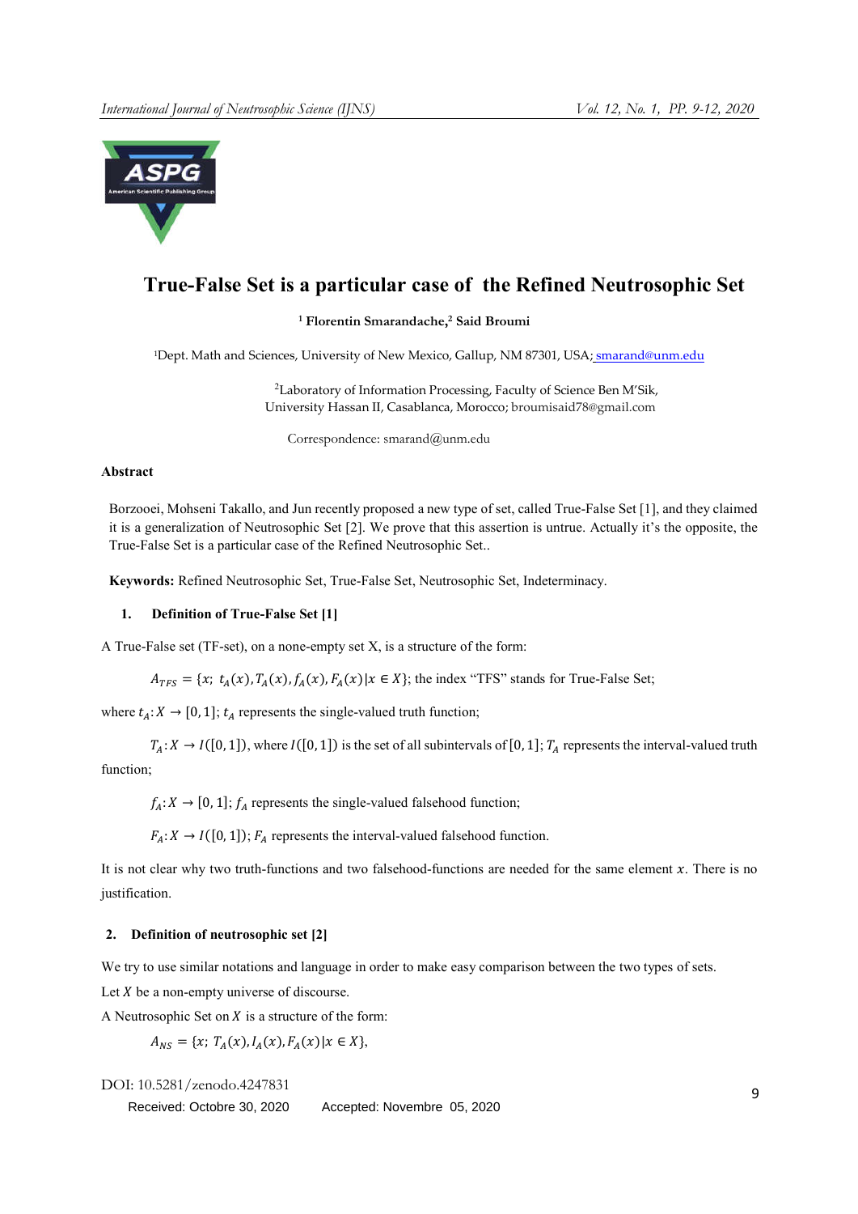# True-False Set is a particular case of the Refined Neutrosophic Set

[1] Florentin Smarandache,[2] Said Broumi

[1]Dept. Math and Sciences, University of New Mexico, Gallup, NM 87301, USA; smarand@unm.edu

[2]Laboratory of Information Processing, Faculty of Science Ben M'Sik, University Hassan II, Casablanca, Morocco; broumisaid78@gmail.com

Correspondence: smarand@unm.edu

## Abstract

Borzooei, Mohseni Takallo, and Jun recently proposed a new type of set, called True-False Set [1], and they claimed it is a generalization of Neutrosophic Set [2]. We prove that this assertion is untrue. Actually it's the opposite, the True-False Set is a particular case of the Refined Neutrosophic Set..

**Keywords:** Refined Neutrosophic Set, True-False Set, Neutrosophic Set, Indeterminacy.

## 1. Definition of True-False Set [1]

A True-False set (TF-set), on a none-empty set X, is a structure of the form:

$A_{TFS} = \{x;\ t_A(x), T_A(x), f_A(x), F_A(x) | x \in X\}$; the index "TFS" stands for True-False Set;

where $t_A: X \to [0,1]$; $t_A$ represents the single-valued truth function;

$T_A: X \to I([0,1])$, where $I([0,1])$ is the set of all subintervals of $[0,1]$; $T_A$ represents the interval-valued truth function;

$f_A: X \to [0,1]$; $f_A$ represents the single-valued falsehood function;

$F_A: X \to I([0,1])$; $F_A$ represents the interval-valued falsehood function.

It is not clear why two truth-functions and two falsehood-functions are needed for the same element $x$. There is no justification.

## 2. Definition of neutrosophic set [2]

We try to use similar notations and language in order to make easy comparison between the two types of sets.

Let $X$ be a non-empty universe of discourse.

A Neutrosophic Set on $X$ is a structure of the form:

$A_{NS} = \{x;\ T_A(x), I_A(x), F_A(x) | x \in X\}$,

DOI: 10.5281/zenodo.4247831

Received: Octobre 30, 2020 Accepted: Novembre 05, 2020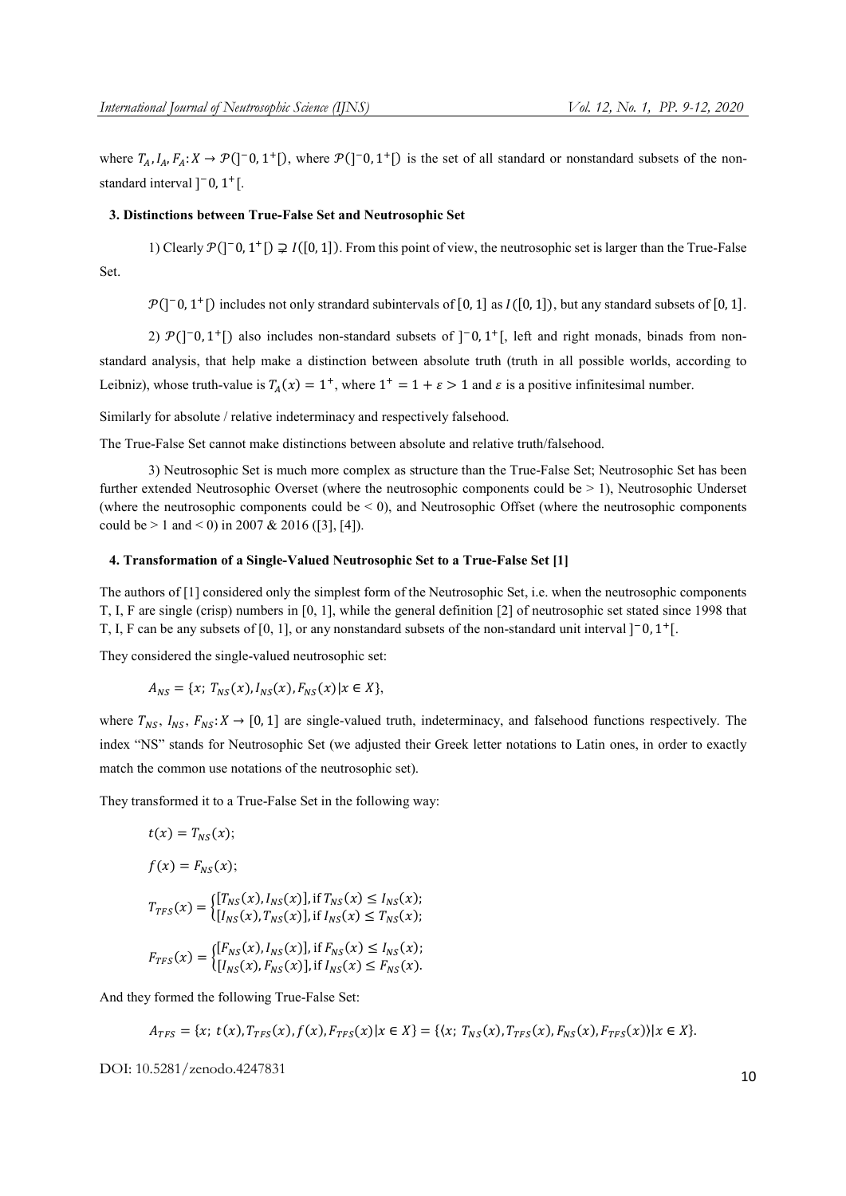where $T_A, I_A, F_A: X \to \mathcal{P}(]^-0, 1^+[)$, where $\mathcal{P}(]^-0, 1^+[)$ is the set of all standard or nonstandard subsets of the non-standard interval $]^-0, 1^+[$.

### 3. Distinctions between True-False Set and Neutrosophic Set

1) Clearly $\mathcal{P}(]^-0, 1^+[) \supsetneq I([0, 1])$. From this point of view, the neutrosophic set is larger than the True-False Set.

$\mathcal{P}(]^-0, 1^+[)$ includes not only strandard subintervals of $[0, 1]$ as $I([0, 1])$, but any standard subsets of $[0, 1]$.

2) $\mathcal{P}(]^-0, 1^+[)$ also includes non-standard subsets of $]^-0, 1^+[$, left and right monads, binads from non-standard analysis, that help make a distinction between absolute truth (truth in all possible worlds, according to Leibniz), whose truth-value is $T_A(x) = 1^+$, where $1^+ = 1 + \varepsilon > 1$ and $\varepsilon$ is a positive infinitesimal number.

Similarly for absolute / relative indeterminacy and respectively falsehood.

The True-False Set cannot make distinctions between absolute and relative truth/falsehood.

3) Neutrosophic Set is much more complex as structure than the True-False Set; Neutrosophic Set has been further extended Neutrosophic Overset (where the neutrosophic components could be > 1), Neutrosophic Underset (where the neutrosophic components could be < 0), and Neutrosophic Offset (where the neutrosophic components could be > 1 and < 0) in 2007 & 2016 ([3], [4]).

### 4. Transformation of a Single-Valued Neutrosophic Set to a True-False Set [1]

The authors of [1] considered only the simplest form of the Neutrosophic Set, i.e. when the neutrosophic components T, I, F are single (crisp) numbers in [0, 1], while the general definition [2] of neutrosophic set stated since 1998 that T, I, F can be any subsets of [0, 1], or any nonstandard subsets of the non-standard unit interval $]^-0, 1^+[$.

They considered the single-valued neutrosophic set:

$$A_{NS} = \{x;\ T_{NS}(x), I_{NS}(x), F_{NS}(x) | x \in X\},$$

where $T_{NS}$, $I_{NS}$, $F_{NS}: X \to [0, 1]$ are single-valued truth, indeterminacy, and falsehood functions respectively. The index "NS" stands for Neutrosophic Set (we adjusted their Greek letter notations to Latin ones, in order to exactly match the common use notations of the neutrosophic set).

They transformed it to a True-False Set in the following way:

$$t(x) = T_{NS}(x);$$

$$f(x) = F_{NS}(x);$$

$$T_{TFS}(x) = \begin{cases} [T_{NS}(x), I_{NS}(x)], \text{if } T_{NS}(x) \leq I_{NS}(x); \\ [I_{NS}(x), T_{NS}(x)], \text{if } I_{NS}(x) \leq T_{NS}(x); \end{cases}$$

$$F_{TFS}(x) = \begin{cases} [F_{NS}(x), I_{NS}(x)], \text{if } F_{NS}(x) \leq I_{NS}(x); \\ [I_{NS}(x), F_{NS}(x)], \text{if } I_{NS}(x) \leq F_{NS}(x). \end{cases}$$

And they formed the following True-False Set:

$$A_{TFS} = \{x;\ t(x), T_{TFS}(x), f(x), F_{TFS}(x) | x \in X\} = \{\langle x;\ T_{NS}(x), T_{TFS}(x), F_{NS}(x), F_{TFS}(x)\rangle | x \in X\}.$$

DOI: 10.5281/zenodo.4247831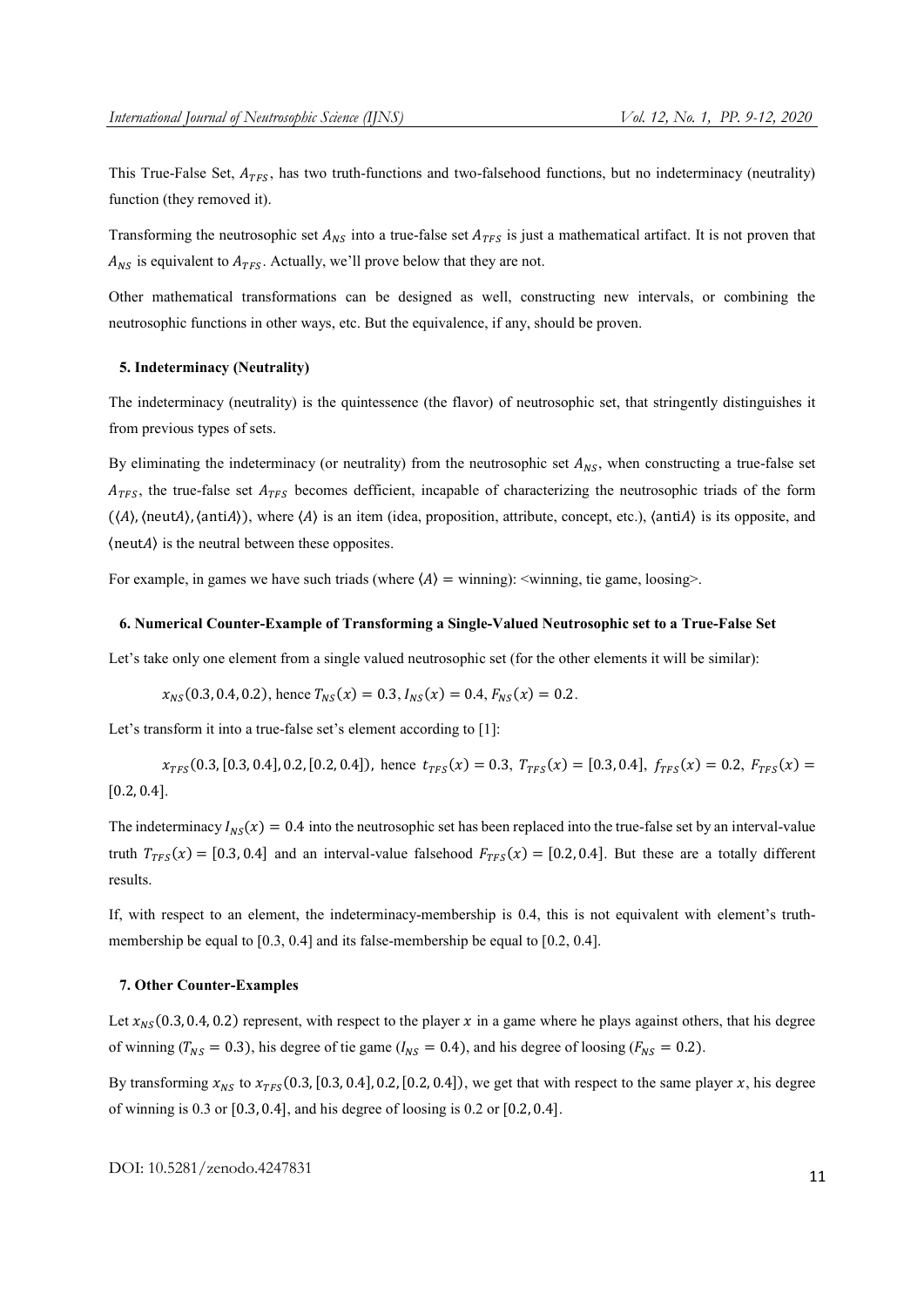This True-False Set, $A_{TFS}$, has two truth-functions and two-falsehood functions, but no indeterminacy (neutrality) function (they removed it).

Transforming the neutrosophic set $A_{NS}$ into a true-false set $A_{TFS}$ is just a mathematical artifact. It is not proven that $A_{NS}$ is equivalent to $A_{TFS}$. Actually, we'll prove below that they are not.

Other mathematical transformations can be designed as well, constructing new intervals, or combining the neutrosophic functions in other ways, etc. But the equivalence, if any, should be proven.

### 5. Indeterminacy (Neutrality)

The indeterminacy (neutrality) is the quintessence (the flavor) of neutrosophic set, that stringently distinguishes it from previous types of sets.

By eliminating the indeterminacy (or neutrality) from the neutrosophic set $A_{NS}$, when constructing a true-false set $A_{TFS}$, the true-false set $A_{TFS}$ becomes defficient, incapable of characterizing the neutrosophic triads of the form $(\langle A\rangle, \langle \text{neut}A\rangle, \langle \text{anti}A\rangle)$, where $\langle A\rangle$ is an item (idea, proposition, attribute, concept, etc.), $\langle \text{anti}A\rangle$ is its opposite, and $\langle \text{neut}A\rangle$ is the neutral between these opposites.

For example, in games we have such triads (where $\langle A\rangle$ = winning): <winning, tie game, loosing>.

### 6. Numerical Counter-Example of Transforming a Single-Valued Neutrosophic set to a True-False Set

Let's take only one element from a single valued neutrosophic set (for the other elements it will be similar):

$$x_{NS}(0.3, 0.4, 0.2), \text{ hence } T_{NS}(x) = 0.3, I_{NS}(x) = 0.4, F_{NS}(x) = 0.2.$$

Let's transform it into a true-false set's element according to [1]:

$$x_{TFS}(0.3, [0.3, 0.4], 0.2, [0.2, 0.4]), \text{ hence } t_{TFS}(x) = 0.3,\ T_{TFS}(x) = [0.3, 0.4],\ f_{TFS}(x) = 0.2,\ F_{TFS}(x) = [0.2, 0.4].$$

The indeterminacy $I_{NS}(x) = 0.4$ into the neutrosophic set has been replaced into the true-false set by an interval-value truth $T_{TFS}(x) = [0.3, 0.4]$ and an interval-value falsehood $F_{TFS}(x) = [0.2, 0.4]$. But these are a totally different results.

If, with respect to an element, the indeterminacy-membership is 0.4, this is not equivalent with element's truth-membership be equal to [0.3, 0.4] and its false-membership be equal to [0.2, 0.4].

### 7. Other Counter-Examples

Let $x_{NS}(0.3, 0.4, 0.2)$ represent, with respect to the player $x$ in a game where he plays against others, that his degree of winning ($T_{NS} = 0.3$), his degree of tie game ($I_{NS} = 0.4$), and his degree of loosing ($F_{NS} = 0.2$).

By transforming $x_{NS}$ to $x_{TFS}(0.3, [0.3, 0.4], 0.2, [0.2, 0.4])$, we get that with respect to the same player $x$, his degree of winning is 0.3 or $[0.3, 0.4]$, and his degree of loosing is 0.2 or $[0.2, 0.4]$.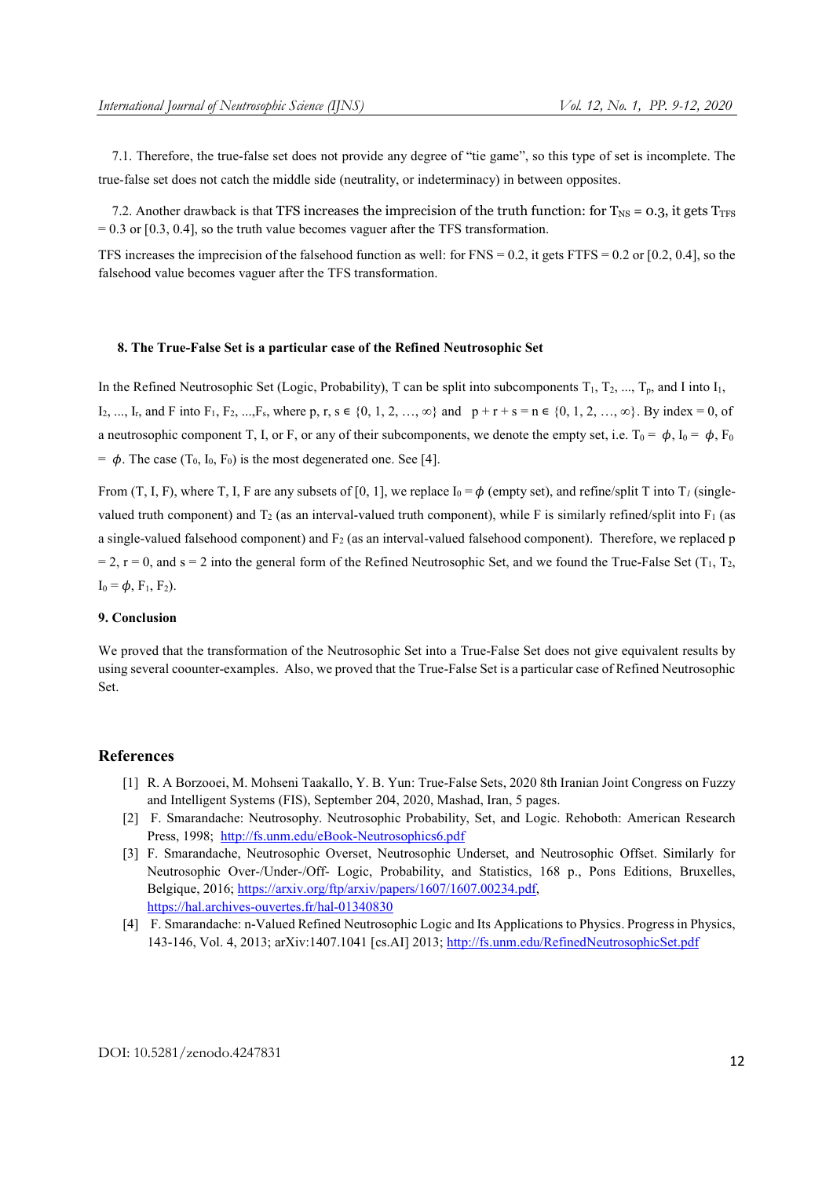7.1. Therefore, the true-false set does not provide any degree of "tie game", so this type of set is incomplete. The true-false set does not catch the middle side (neutrality, or indeterminacy) in between opposites.

7.2. Another drawback is that TFS increases the imprecision of the truth function: for $T_{NS} = 0.3$, it gets $T_{TFS} = 0.3$ or $[0.3, 0.4]$, so the truth value becomes vaguer after the TFS transformation.

TFS increases the imprecision of the falsehood function as well: for FNS = 0.2, it gets FTFS = 0.2 or [0.2, 0.4], so the falsehood value becomes vaguer after the TFS transformation.

## 8. The True-False Set is a particular case of the Refined Neutrosophic Set

In the Refined Neutrosophic Set (Logic, Probability), T can be split into subcomponents $T_1, T_2, \ldots, T_p$, and I into $I_1, I_2, \ldots, I_r$, and F into $F_1, F_2, \ldots, F_s$, where $p, r, s \in \{0, 1, 2, \ldots, \infty\}$ and $p + r + s = n \in \{0, 1, 2, \ldots, \infty\}$. By index = 0, of a neutrosophic component T, I, or F, or any of their subcomponents, we denote the empty set, i.e. $T_0 = \phi$, $I_0 = \phi$, $F_0 = \phi$. The case $(T_0, I_0, F_0)$ is the most degenerated one. See [4].

From (T, I, F), where T, I, F are any subsets of [0, 1], we replace $I_0 = \phi$ (empty set), and refine/split T into $T_1$ (single-valued truth component) and $T_2$ (as an interval-valued truth component), while F is similarly refined/split into $F_1$ (as a single-valued falsehood component) and $F_2$ (as an interval-valued falsehood component). Therefore, we replaced $p = 2$, $r = 0$, and $s = 2$ into the general form of the Refined Neutrosophic Set, and we found the True-False Set $(T_1, T_2, I_0 = \phi, F_1, F_2)$.

## 9. Conclusion

We proved that the transformation of the Neutrosophic Set into a True-False Set does not give equivalent results by using several coounter-examples. Also, we proved that the True-False Set is a particular case of Refined Neutrosophic Set.

## References

[1] R. A Borzooei, M. Mohseni Taakallo, Y. B. Yun: True-False Sets, 2020 8th Iranian Joint Congress on Fuzzy and Intelligent Systems (FIS), September 204, 2020, Mashad, Iran, 5 pages.

[2] F. Smarandache: Neutrosophy. Neutrosophic Probability, Set, and Logic. Rehoboth: American Research Press, 1998; http://fs.unm.edu/eBook-Neutrosophics6.pdf

[3] F. Smarandache, Neutrosophic Overset, Neutrosophic Underset, and Neutrosophic Offset. Similarly for Neutrosophic Over-/Under-/Off- Logic, Probability, and Statistics, 168 p., Pons Editions, Bruxelles, Belgique, 2016; https://arxiv.org/ftp/arxiv/papers/1607/1607.00234.pdf, https://hal.archives-ouvertes.fr/hal-01340830

[4] F. Smarandache: n-Valued Refined Neutrosophic Logic and Its Applications to Physics. Progress in Physics, 143-146, Vol. 4, 2013; arXiv:1407.1041 [cs.AI] 2013; http://fs.unm.edu/RefinedNeutrosophicSet.pdf